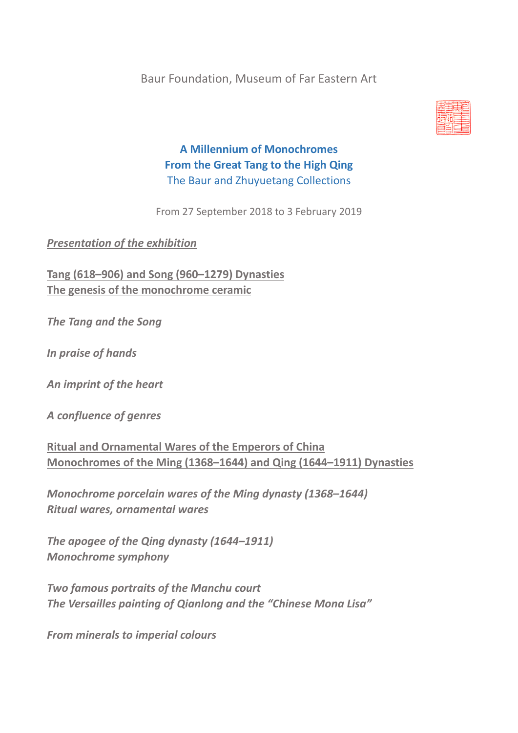Baur Foundation, Museum of Far Eastern Art

# A Millennium of Monochromes
# From the Great Tang to the High Qing
## The Baur and Zhuyuetang Collections

From 27 September 2018 to 3 February 2019

***Presentation of the exhibition***

**Tang (618–906) and Song (960–1279) Dynasties**
**The genesis of the monochrome ceramic**

***The Tang and the Song***

***In praise of hands***

***An imprint of the heart***

***A confluence of genres***

**Ritual and Ornamental Wares of the Emperors of China**
**Monochromes of the Ming (1368–1644) and Qing (1644–1911) Dynasties**

***Monochrome porcelain wares of the Ming dynasty (1368–1644)***
***Ritual wares, ornamental wares***

***The apogee of the Qing dynasty (1644–1911)***
***Monochrome symphony***

***Two famous portraits of the Manchu court***
***The Versailles painting of Qianlong and the "Chinese Mona Lisa"***

***From minerals to imperial colours***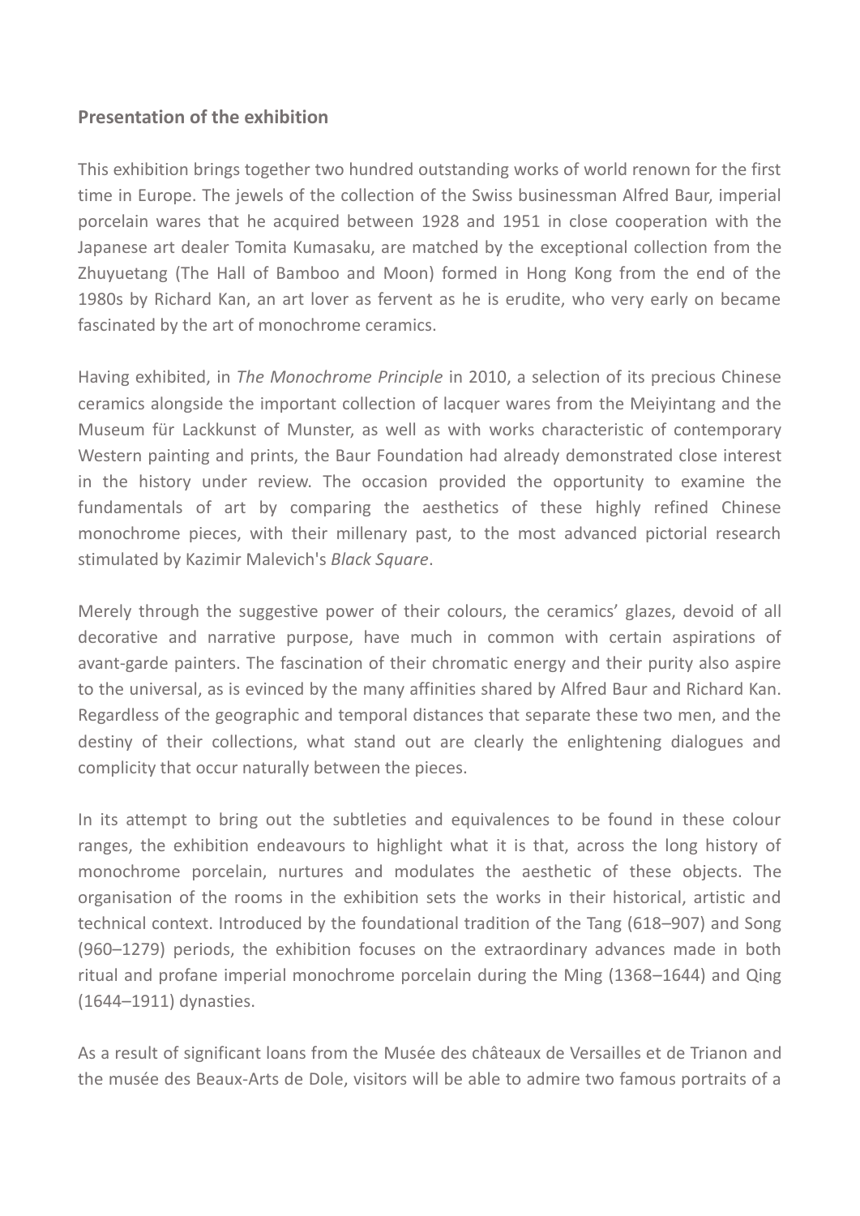**Presentation of the exhibition**

This exhibition brings together two hundred outstanding works of world renown for the first time in Europe. The jewels of the collection of the Swiss businessman Alfred Baur, imperial porcelain wares that he acquired between 1928 and 1951 in close cooperation with the Japanese art dealer Tomita Kumasaku, are matched by the exceptional collection from the Zhuyuetang (The Hall of Bamboo and Moon) formed in Hong Kong from the end of the 1980s by Richard Kan, an art lover as fervent as he is erudite, who very early on became fascinated by the art of monochrome ceramics.

Having exhibited, in *The Monochrome Principle* in 2010, a selection of its precious Chinese ceramics alongside the important collection of lacquer wares from the Meiyintang and the Museum für Lackkunst of Munster, as well as with works characteristic of contemporary Western painting and prints, the Baur Foundation had already demonstrated close interest in the history under review. The occasion provided the opportunity to examine the fundamentals of art by comparing the aesthetics of these highly refined Chinese monochrome pieces, with their millenary past, to the most advanced pictorial research stimulated by Kazimir Malevich's *Black Square*.

Merely through the suggestive power of their colours, the ceramics' glazes, devoid of all decorative and narrative purpose, have much in common with certain aspirations of avant-garde painters. The fascination of their chromatic energy and their purity also aspire to the universal, as is evinced by the many affinities shared by Alfred Baur and Richard Kan. Regardless of the geographic and temporal distances that separate these two men, and the destiny of their collections, what stand out are clearly the enlightening dialogues and complicity that occur naturally between the pieces.

In its attempt to bring out the subtleties and equivalences to be found in these colour ranges, the exhibition endeavours to highlight what it is that, across the long history of monochrome porcelain, nurtures and modulates the aesthetic of these objects. The organisation of the rooms in the exhibition sets the works in their historical, artistic and technical context. Introduced by the foundational tradition of the Tang (618–907) and Song (960–1279) periods, the exhibition focuses on the extraordinary advances made in both ritual and profane imperial monochrome porcelain during the Ming (1368–1644) and Qing (1644–1911) dynasties.

As a result of significant loans from the Musée des châteaux de Versailles et de Trianon and the musée des Beaux-Arts de Dole, visitors will be able to admire two famous portraits of a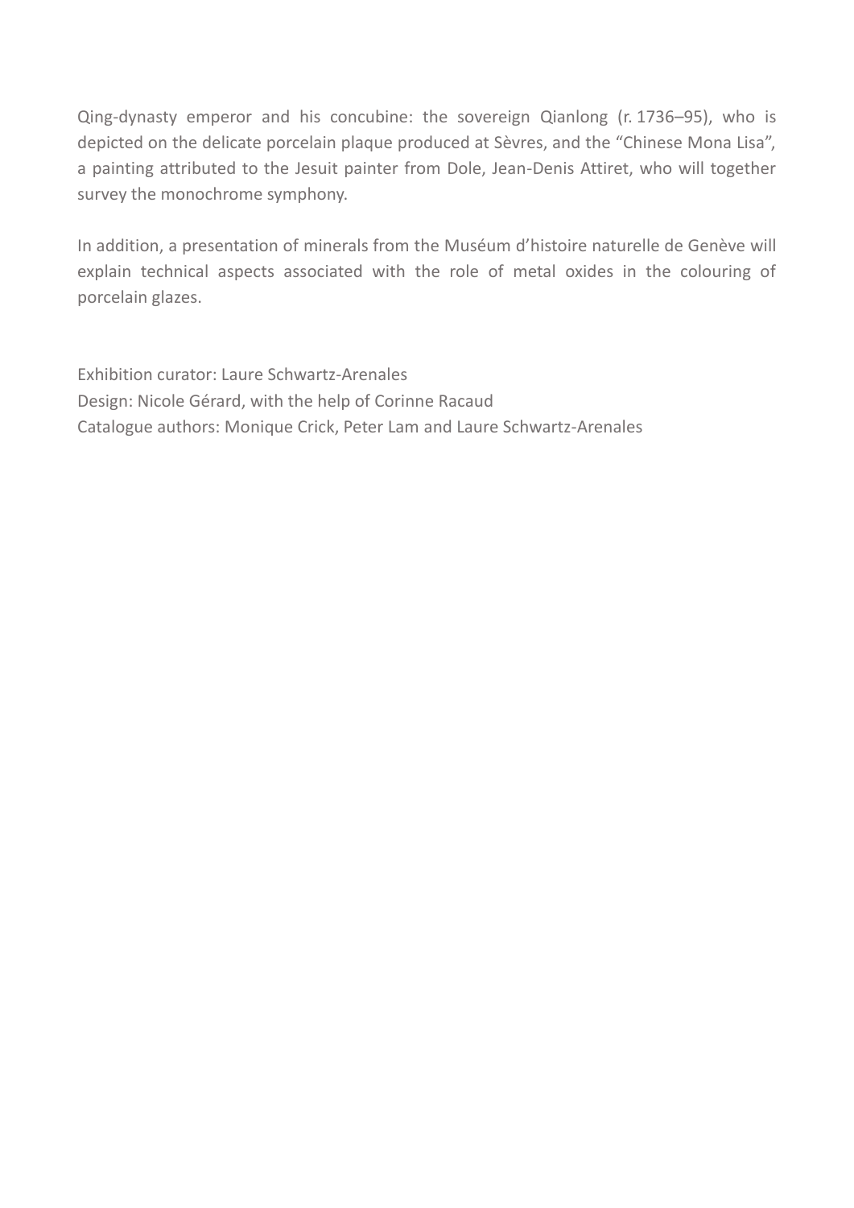Qing-dynasty emperor and his concubine: the sovereign Qianlong (r. 1736–95), who is depicted on the delicate porcelain plaque produced at Sèvres, and the "Chinese Mona Lisa", a painting attributed to the Jesuit painter from Dole, Jean-Denis Attiret, who will together survey the monochrome symphony.

In addition, a presentation of minerals from the Muséum d'histoire naturelle de Genève will explain technical aspects associated with the role of metal oxides in the colouring of porcelain glazes.

Exhibition curator: Laure Schwartz-Arenales
Design: Nicole Gérard, with the help of Corinne Racaud
Catalogue authors: Monique Crick, Peter Lam and Laure Schwartz-Arenales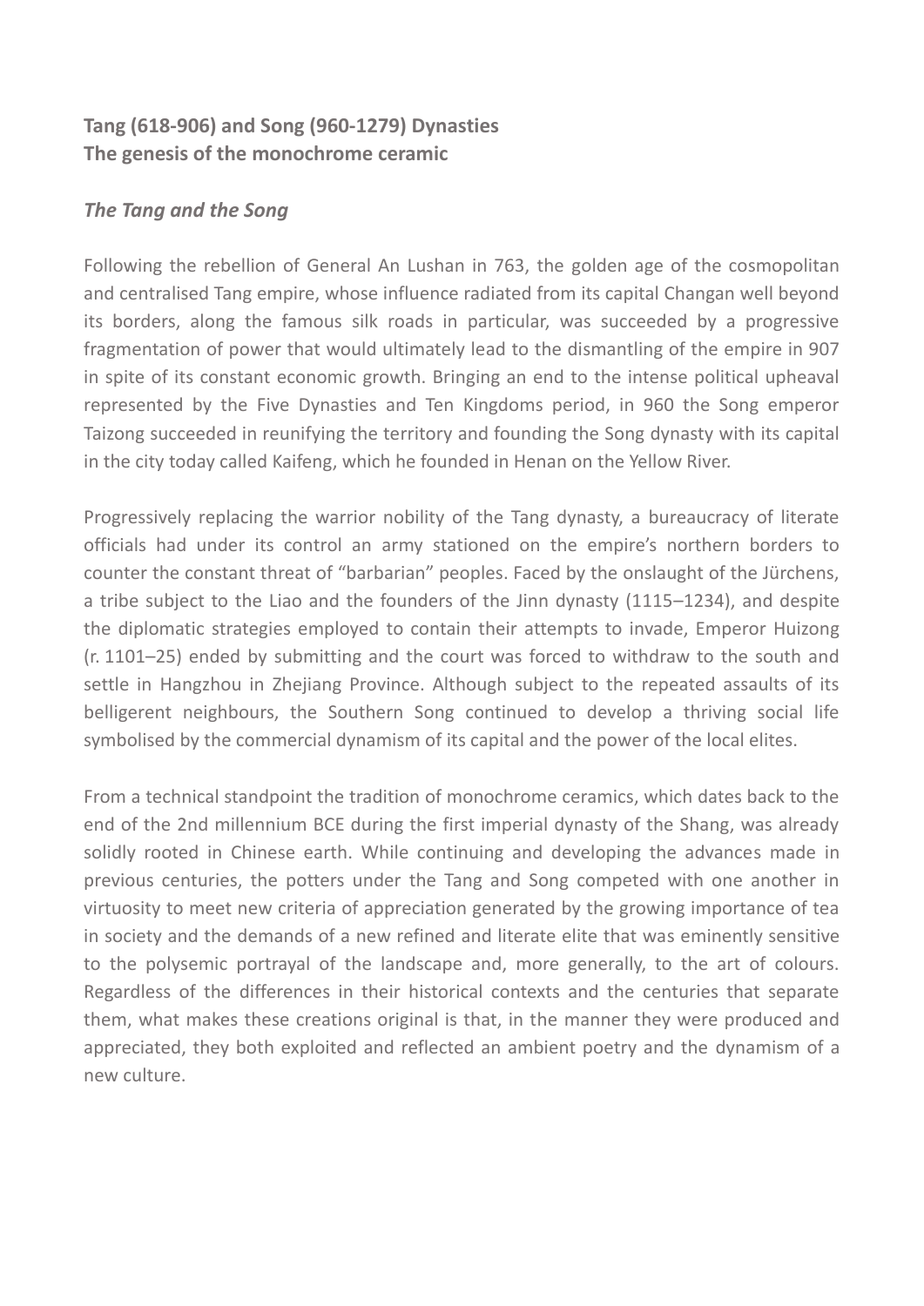**Tang (618-906) and Song (960-1279) Dynasties**
**The genesis of the monochrome ceramic**

### *The Tang and the Song*

Following the rebellion of General An Lushan in 763, the golden age of the cosmopolitan and centralised Tang empire, whose influence radiated from its capital Changan well beyond its borders, along the famous silk roads in particular, was succeeded by a progressive fragmentation of power that would ultimately lead to the dismantling of the empire in 907 in spite of its constant economic growth. Bringing an end to the intense political upheaval represented by the Five Dynasties and Ten Kingdoms period, in 960 the Song emperor Taizong succeeded in reunifying the territory and founding the Song dynasty with its capital in the city today called Kaifeng, which he founded in Henan on the Yellow River.

Progressively replacing the warrior nobility of the Tang dynasty, a bureaucracy of literate officials had under its control an army stationed on the empire's northern borders to counter the constant threat of "barbarian" peoples. Faced by the onslaught of the Jürchens, a tribe subject to the Liao and the founders of the Jinn dynasty (1115–1234), and despite the diplomatic strategies employed to contain their attempts to invade, Emperor Huizong (r. 1101–25) ended by submitting and the court was forced to withdraw to the south and settle in Hangzhou in Zhejiang Province. Although subject to the repeated assaults of its belligerent neighbours, the Southern Song continued to develop a thriving social life symbolised by the commercial dynamism of its capital and the power of the local elites.

From a technical standpoint the tradition of monochrome ceramics, which dates back to the end of the 2nd millennium BCE during the first imperial dynasty of the Shang, was already solidly rooted in Chinese earth. While continuing and developing the advances made in previous centuries, the potters under the Tang and Song competed with one another in virtuosity to meet new criteria of appreciation generated by the growing importance of tea in society and the demands of a new refined and literate elite that was eminently sensitive to the polysemic portrayal of the landscape and, more generally, to the art of colours. Regardless of the differences in their historical contexts and the centuries that separate them, what makes these creations original is that, in the manner they were produced and appreciated, they both exploited and reflected an ambient poetry and the dynamism of a new culture.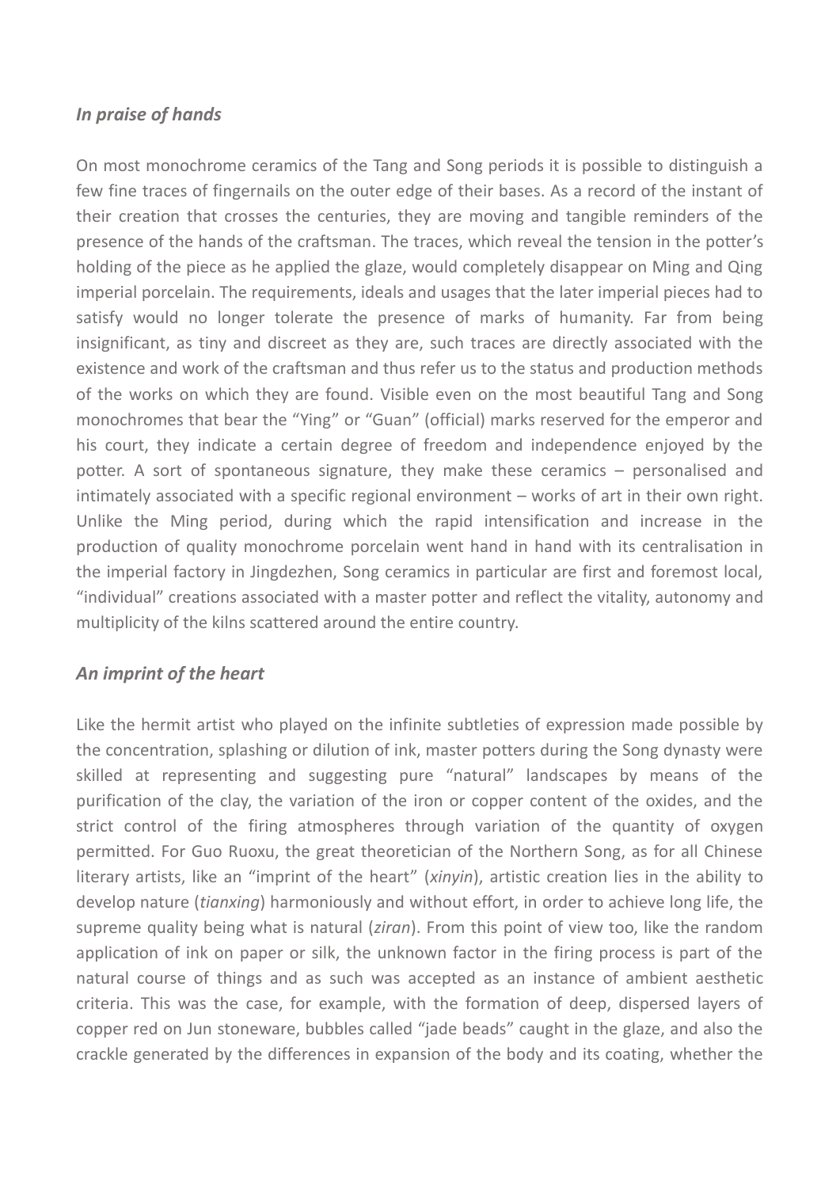### *In praise of hands*

On most monochrome ceramics of the Tang and Song periods it is possible to distinguish a few fine traces of fingernails on the outer edge of their bases. As a record of the instant of their creation that crosses the centuries, they are moving and tangible reminders of the presence of the hands of the craftsman. The traces, which reveal the tension in the potter's holding of the piece as he applied the glaze, would completely disappear on Ming and Qing imperial porcelain. The requirements, ideals and usages that the later imperial pieces had to satisfy would no longer tolerate the presence of marks of humanity. Far from being insignificant, as tiny and discreet as they are, such traces are directly associated with the existence and work of the craftsman and thus refer us to the status and production methods of the works on which they are found. Visible even on the most beautiful Tang and Song monochromes that bear the "Ying" or "Guan" (official) marks reserved for the emperor and his court, they indicate a certain degree of freedom and independence enjoyed by the potter. A sort of spontaneous signature, they make these ceramics – personalised and intimately associated with a specific regional environment – works of art in their own right. Unlike the Ming period, during which the rapid intensification and increase in the production of quality monochrome porcelain went hand in hand with its centralisation in the imperial factory in Jingdezhen, Song ceramics in particular are first and foremost local, "individual" creations associated with a master potter and reflect the vitality, autonomy and multiplicity of the kilns scattered around the entire country.

### *An imprint of the heart*

Like the hermit artist who played on the infinite subtleties of expression made possible by the concentration, splashing or dilution of ink, master potters during the Song dynasty were skilled at representing and suggesting pure "natural" landscapes by means of the purification of the clay, the variation of the iron or copper content of the oxides, and the strict control of the firing atmospheres through variation of the quantity of oxygen permitted. For Guo Ruoxu, the great theoretician of the Northern Song, as for all Chinese literary artists, like an "imprint of the heart" (*xinyin*), artistic creation lies in the ability to develop nature (*tianxing*) harmoniously and without effort, in order to achieve long life, the supreme quality being what is natural (*ziran*). From this point of view too, like the random application of ink on paper or silk, the unknown factor in the firing process is part of the natural course of things and as such was accepted as an instance of ambient aesthetic criteria. This was the case, for example, with the formation of deep, dispersed layers of copper red on Jun stoneware, bubbles called "jade beads" caught in the glaze, and also the crackle generated by the differences in expansion of the body and its coating, whether the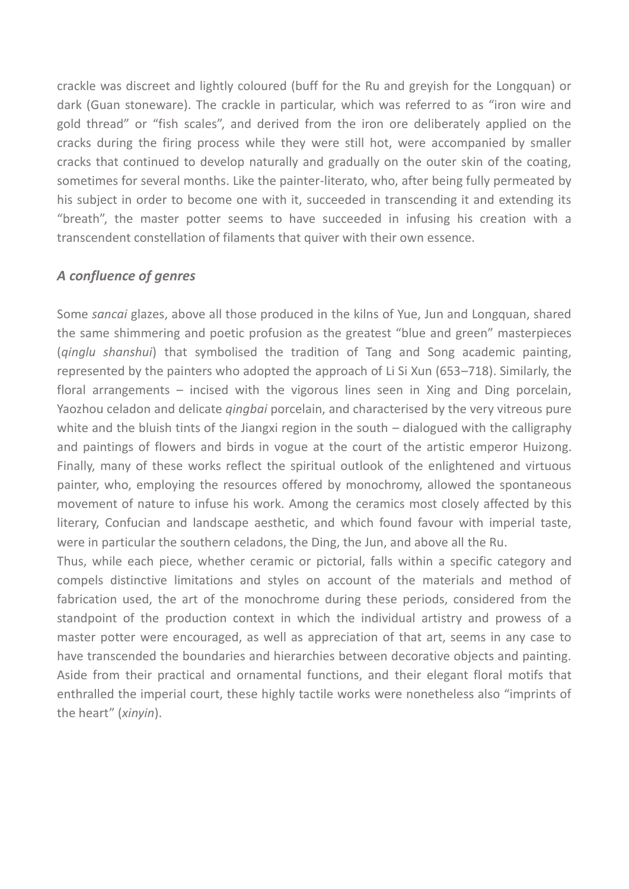crackle was discreet and lightly coloured (buff for the Ru and greyish for the Longquan) or dark (Guan stoneware). The crackle in particular, which was referred to as "iron wire and gold thread" or "fish scales", and derived from the iron ore deliberately applied on the cracks during the firing process while they were still hot, were accompanied by smaller cracks that continued to develop naturally and gradually on the outer skin of the coating, sometimes for several months. Like the painter-literato, who, after being fully permeated by his subject in order to become one with it, succeeded in transcending it and extending its "breath", the master potter seems to have succeeded in infusing his creation with a transcendent constellation of filaments that quiver with their own essence.

### *A confluence of genres*

Some *sancai* glazes, above all those produced in the kilns of Yue, Jun and Longquan, shared the same shimmering and poetic profusion as the greatest "blue and green" masterpieces (*qinglu shanshui*) that symbolised the tradition of Tang and Song academic painting, represented by the painters who adopted the approach of Li Si Xun (653–718). Similarly, the floral arrangements – incised with the vigorous lines seen in Xing and Ding porcelain, Yaozhou celadon and delicate *qingbai* porcelain, and characterised by the very vitreous pure white and the bluish tints of the Jiangxi region in the south – dialogued with the calligraphy and paintings of flowers and birds in vogue at the court of the artistic emperor Huizong. Finally, many of these works reflect the spiritual outlook of the enlightened and virtuous painter, who, employing the resources offered by monochromy, allowed the spontaneous movement of nature to infuse his work. Among the ceramics most closely affected by this literary, Confucian and landscape aesthetic, and which found favour with imperial taste, were in particular the southern celadons, the Ding, the Jun, and above all the Ru.

Thus, while each piece, whether ceramic or pictorial, falls within a specific category and compels distinctive limitations and styles on account of the materials and method of fabrication used, the art of the monochrome during these periods, considered from the standpoint of the production context in which the individual artistry and prowess of a master potter were encouraged, as well as appreciation of that art, seems in any case to have transcended the boundaries and hierarchies between decorative objects and painting. Aside from their practical and ornamental functions, and their elegant floral motifs that enthralled the imperial court, these highly tactile works were nonetheless also "imprints of the heart" (*xinyin*).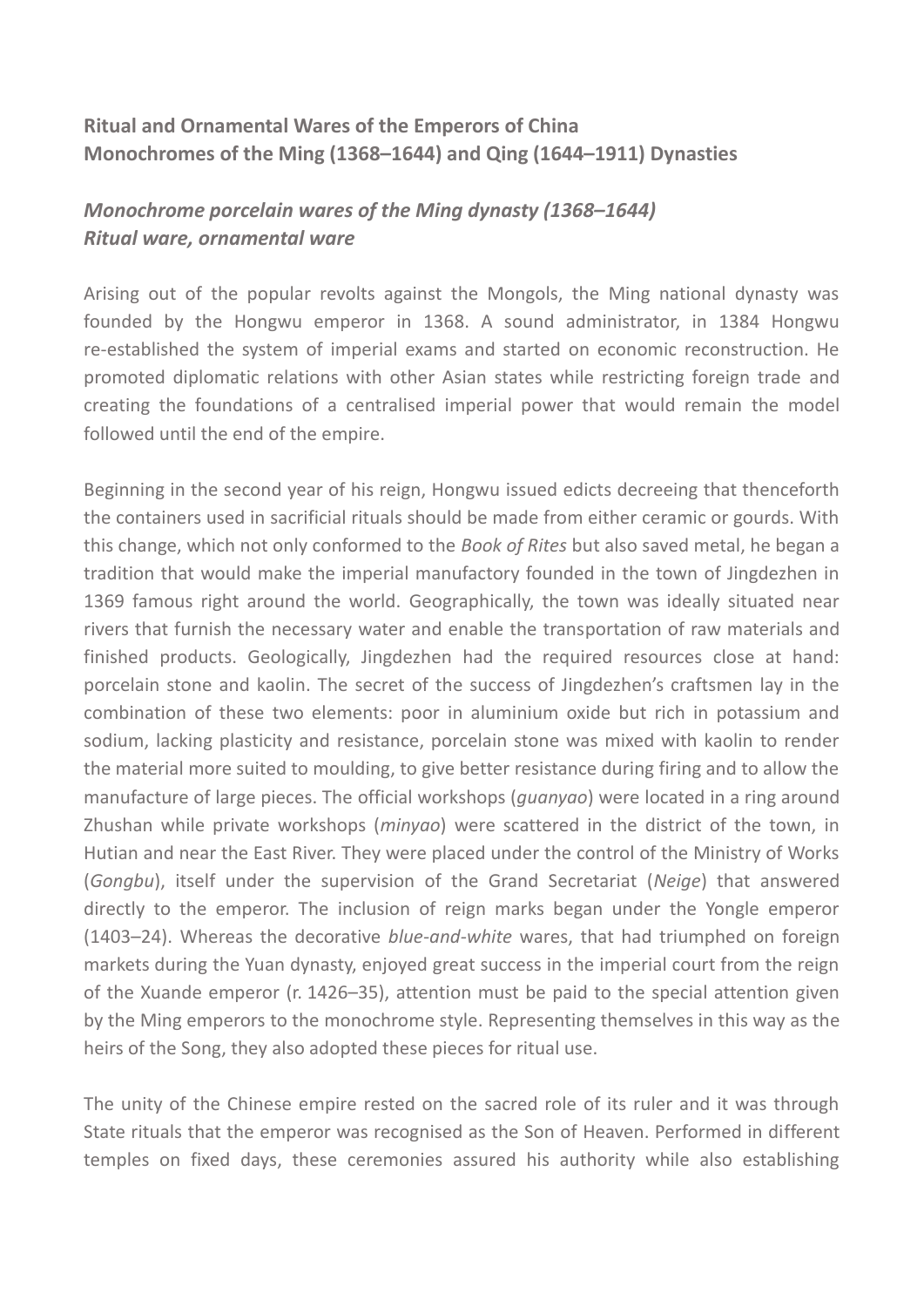**Ritual and Ornamental Wares of the Emperors of China**
**Monochromes of the Ming (1368–1644) and Qing (1644–1911) Dynasties**

***Monochrome porcelain wares of the Ming dynasty (1368–1644)***
***Ritual ware, ornamental ware***

Arising out of the popular revolts against the Mongols, the Ming national dynasty was founded by the Hongwu emperor in 1368. A sound administrator, in 1384 Hongwu re-established the system of imperial exams and started on economic reconstruction. He promoted diplomatic relations with other Asian states while restricting foreign trade and creating the foundations of a centralised imperial power that would remain the model followed until the end of the empire.

Beginning in the second year of his reign, Hongwu issued edicts decreeing that thenceforth the containers used in sacrificial rituals should be made from either ceramic or gourds. With this change, which not only conformed to the *Book of Rites* but also saved metal, he began a tradition that would make the imperial manufactory founded in the town of Jingdezhen in 1369 famous right around the world. Geographically, the town was ideally situated near rivers that furnish the necessary water and enable the transportation of raw materials and finished products. Geologically, Jingdezhen had the required resources close at hand: porcelain stone and kaolin. The secret of the success of Jingdezhen's craftsmen lay in the combination of these two elements: poor in aluminium oxide but rich in potassium and sodium, lacking plasticity and resistance, porcelain stone was mixed with kaolin to render the material more suited to moulding, to give better resistance during firing and to allow the manufacture of large pieces. The official workshops (*guanyao*) were located in a ring around Zhushan while private workshops (*minyao*) were scattered in the district of the town, in Hutian and near the East River. They were placed under the control of the Ministry of Works (*Gongbu*), itself under the supervision of the Grand Secretariat (*Neige*) that answered directly to the emperor. The inclusion of reign marks began under the Yongle emperor (1403–24). Whereas the decorative *blue-and-white* wares, that had triumphed on foreign markets during the Yuan dynasty, enjoyed great success in the imperial court from the reign of the Xuande emperor (r. 1426–35), attention must be paid to the special attention given by the Ming emperors to the monochrome style. Representing themselves in this way as the heirs of the Song, they also adopted these pieces for ritual use.

The unity of the Chinese empire rested on the sacred role of its ruler and it was through State rituals that the emperor was recognised as the Son of Heaven. Performed in different temples on fixed days, these ceremonies assured his authority while also establishing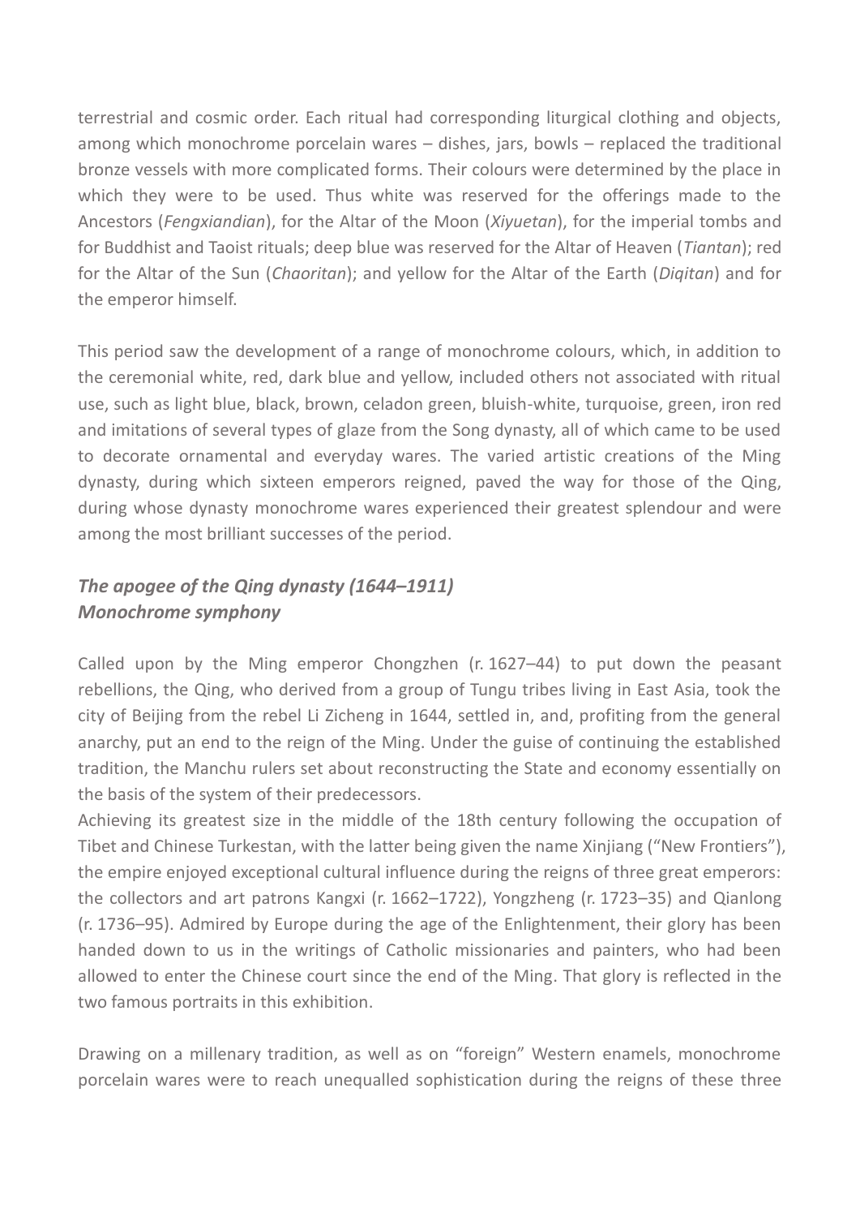terrestrial and cosmic order. Each ritual had corresponding liturgical clothing and objects, among which monochrome porcelain wares – dishes, jars, bowls – replaced the traditional bronze vessels with more complicated forms. Their colours were determined by the place in which they were to be used. Thus white was reserved for the offerings made to the Ancestors (*Fengxiandian*), for the Altar of the Moon (*Xiyuetan*), for the imperial tombs and for Buddhist and Taoist rituals; deep blue was reserved for the Altar of Heaven (*Tiantan*); red for the Altar of the Sun (*Chaoritan*); and yellow for the Altar of the Earth (*Diqitan*) and for the emperor himself.

This period saw the development of a range of monochrome colours, which, in addition to the ceremonial white, red, dark blue and yellow, included others not associated with ritual use, such as light blue, black, brown, celadon green, bluish-white, turquoise, green, iron red and imitations of several types of glaze from the Song dynasty, all of which came to be used to decorate ornamental and everyday wares. The varied artistic creations of the Ming dynasty, during which sixteen emperors reigned, paved the way for those of the Qing, during whose dynasty monochrome wares experienced their greatest splendour and were among the most brilliant successes of the period.

## ***The apogee of the Qing dynasty (1644–1911)***
## ***Monochrome symphony***

Called upon by the Ming emperor Chongzhen (r. 1627–44) to put down the peasant rebellions, the Qing, who derived from a group of Tungu tribes living in East Asia, took the city of Beijing from the rebel Li Zicheng in 1644, settled in, and, profiting from the general anarchy, put an end to the reign of the Ming. Under the guise of continuing the established tradition, the Manchu rulers set about reconstructing the State and economy essentially on the basis of the system of their predecessors.

Achieving its greatest size in the middle of the 18th century following the occupation of Tibet and Chinese Turkestan, with the latter being given the name Xinjiang ("New Frontiers"), the empire enjoyed exceptional cultural influence during the reigns of three great emperors: the collectors and art patrons Kangxi (r. 1662–1722), Yongzheng (r. 1723–35) and Qianlong (r. 1736–95). Admired by Europe during the age of the Enlightenment, their glory has been handed down to us in the writings of Catholic missionaries and painters, who had been allowed to enter the Chinese court since the end of the Ming. That glory is reflected in the two famous portraits in this exhibition.

Drawing on a millenary tradition, as well as on "foreign" Western enamels, monochrome porcelain wares were to reach unequalled sophistication during the reigns of these three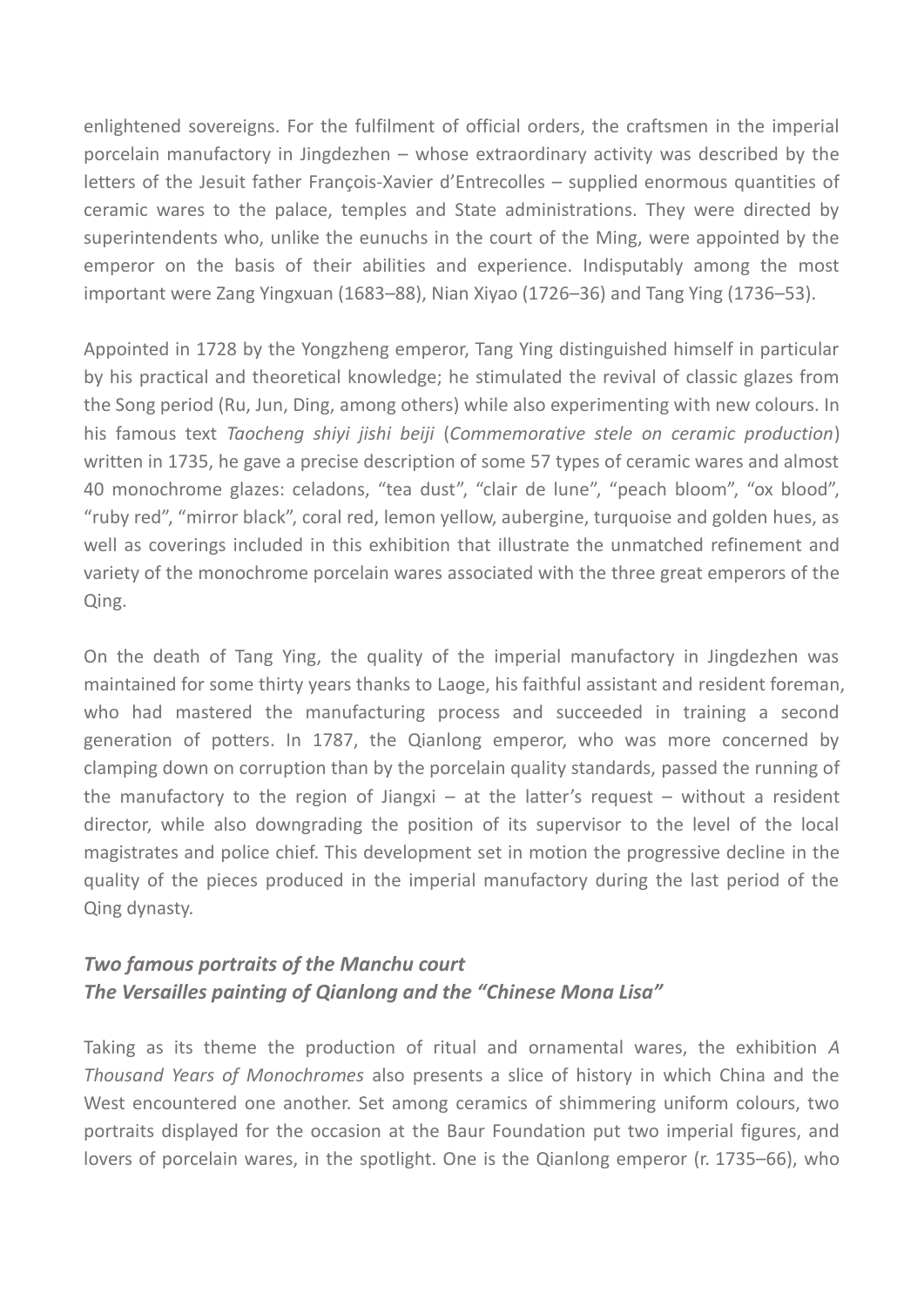enlightened sovereigns. For the fulfilment of official orders, the craftsmen in the imperial porcelain manufactory in Jingdezhen – whose extraordinary activity was described by the letters of the Jesuit father François-Xavier d'Entrecolles – supplied enormous quantities of ceramic wares to the palace, temples and State administrations. They were directed by superintendents who, unlike the eunuchs in the court of the Ming, were appointed by the emperor on the basis of their abilities and experience. Indisputably among the most important were Zang Yingxuan (1683–88), Nian Xiyao (1726–36) and Tang Ying (1736–53).

Appointed in 1728 by the Yongzheng emperor, Tang Ying distinguished himself in particular by his practical and theoretical knowledge; he stimulated the revival of classic glazes from the Song period (Ru, Jun, Ding, among others) while also experimenting with new colours. In his famous text *Taocheng shiyi jishi beiji* (*Commemorative stele on ceramic production*) written in 1735, he gave a precise description of some 57 types of ceramic wares and almost 40 monochrome glazes: celadons, "tea dust", "clair de lune", "peach bloom", "ox blood", "ruby red", "mirror black", coral red, lemon yellow, aubergine, turquoise and golden hues, as well as coverings included in this exhibition that illustrate the unmatched refinement and variety of the monochrome porcelain wares associated with the three great emperors of the Qing.

On the death of Tang Ying, the quality of the imperial manufactory in Jingdezhen was maintained for some thirty years thanks to Laoge, his faithful assistant and resident foreman, who had mastered the manufacturing process and succeeded in training a second generation of potters. In 1787, the Qianlong emperor, who was more concerned by clamping down on corruption than by the porcelain quality standards, passed the running of the manufactory to the region of Jiangxi – at the latter's request – without a resident director, while also downgrading the position of its supervisor to the level of the local magistrates and police chief. This development set in motion the progressive decline in the quality of the pieces produced in the imperial manufactory during the last period of the Qing dynasty.

### *Two famous portraits of the Manchu court*
### *The Versailles painting of Qianlong and the "Chinese Mona Lisa"*

Taking as its theme the production of ritual and ornamental wares, the exhibition *A Thousand Years of Monochromes* also presents a slice of history in which China and the West encountered one another. Set among ceramics of shimmering uniform colours, two portraits displayed for the occasion at the Baur Foundation put two imperial figures, and lovers of porcelain wares, in the spotlight. One is the Qianlong emperor (r. 1735–66), who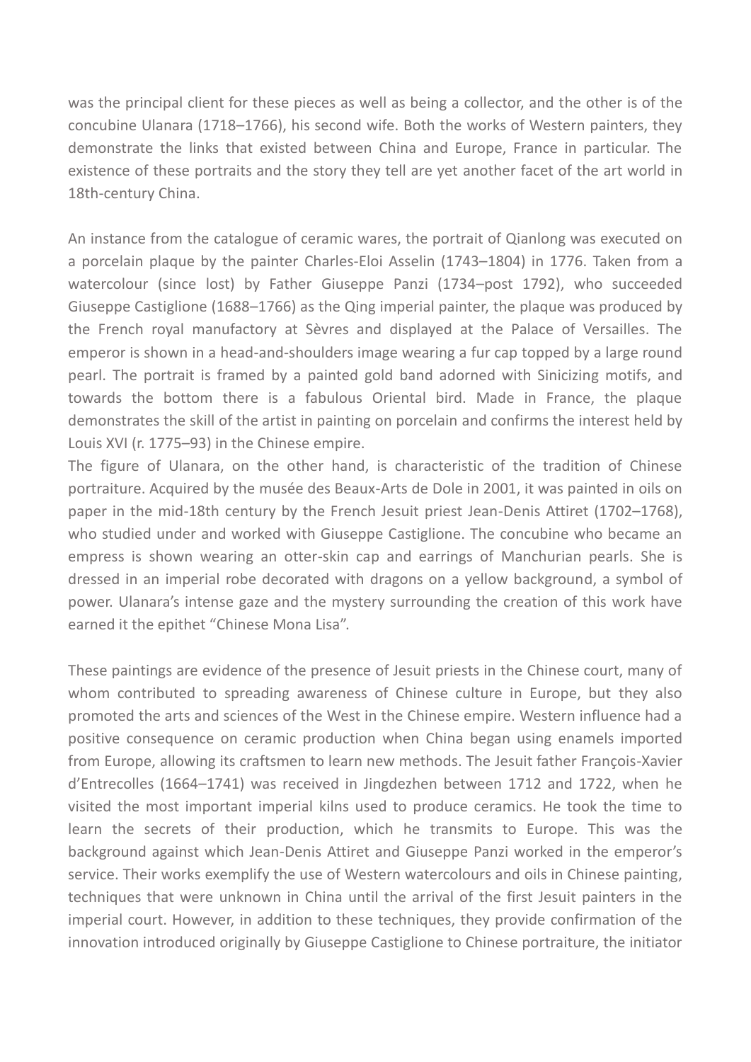was the principal client for these pieces as well as being a collector, and the other is of the concubine Ulanara (1718–1766), his second wife. Both the works of Western painters, they demonstrate the links that existed between China and Europe, France in particular. The existence of these portraits and the story they tell are yet another facet of the art world in 18th-century China.

An instance from the catalogue of ceramic wares, the portrait of Qianlong was executed on a porcelain plaque by the painter Charles-Eloi Asselin (1743–1804) in 1776. Taken from a watercolour (since lost) by Father Giuseppe Panzi (1734–post 1792), who succeeded Giuseppe Castiglione (1688–1766) as the Qing imperial painter, the plaque was produced by the French royal manufactory at Sèvres and displayed at the Palace of Versailles. The emperor is shown in a head-and-shoulders image wearing a fur cap topped by a large round pearl. The portrait is framed by a painted gold band adorned with Sinicizing motifs, and towards the bottom there is a fabulous Oriental bird. Made in France, the plaque demonstrates the skill of the artist in painting on porcelain and confirms the interest held by Louis XVI (r. 1775–93) in the Chinese empire.

The figure of Ulanara, on the other hand, is characteristic of the tradition of Chinese portraiture. Acquired by the musée des Beaux-Arts de Dole in 2001, it was painted in oils on paper in the mid-18th century by the French Jesuit priest Jean-Denis Attiret (1702–1768), who studied under and worked with Giuseppe Castiglione. The concubine who became an empress is shown wearing an otter-skin cap and earrings of Manchurian pearls. She is dressed in an imperial robe decorated with dragons on a yellow background, a symbol of power. Ulanara's intense gaze and the mystery surrounding the creation of this work have earned it the epithet "Chinese Mona Lisa".

These paintings are evidence of the presence of Jesuit priests in the Chinese court, many of whom contributed to spreading awareness of Chinese culture in Europe, but they also promoted the arts and sciences of the West in the Chinese empire. Western influence had a positive consequence on ceramic production when China began using enamels imported from Europe, allowing its craftsmen to learn new methods. The Jesuit father François-Xavier d'Entrecolles (1664–1741) was received in Jingdezhen between 1712 and 1722, when he visited the most important imperial kilns used to produce ceramics. He took the time to learn the secrets of their production, which he transmits to Europe. This was the background against which Jean-Denis Attiret and Giuseppe Panzi worked in the emperor's service. Their works exemplify the use of Western watercolours and oils in Chinese painting, techniques that were unknown in China until the arrival of the first Jesuit painters in the imperial court. However, in addition to these techniques, they provide confirmation of the innovation introduced originally by Giuseppe Castiglione to Chinese portraiture, the initiator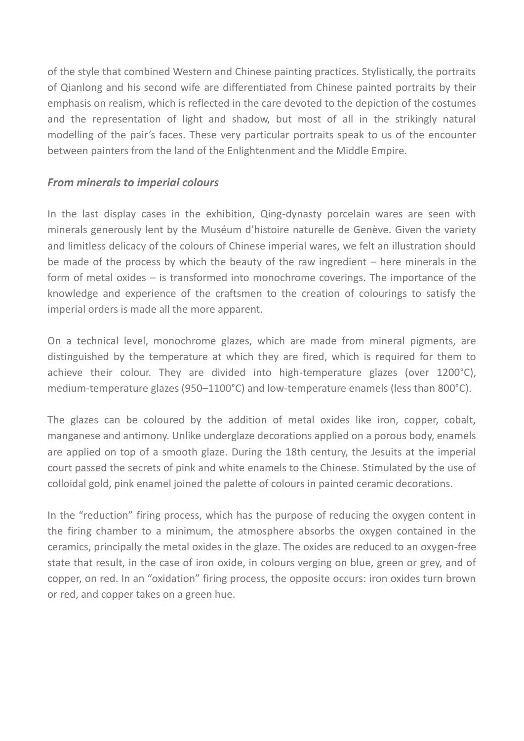of the style that combined Western and Chinese painting practices. Stylistically, the portraits of Qianlong and his second wife are differentiated from Chinese painted portraits by their emphasis on realism, which is reflected in the care devoted to the depiction of the costumes and the representation of light and shadow, but most of all in the strikingly natural modelling of the pair's faces. These very particular portraits speak to us of the encounter between painters from the land of the Enlightenment and the Middle Empire.

### *From minerals to imperial colours*

In the last display cases in the exhibition, Qing-dynasty porcelain wares are seen with minerals generously lent by the Muséum d'histoire naturelle de Genève. Given the variety and limitless delicacy of the colours of Chinese imperial wares, we felt an illustration should be made of the process by which the beauty of the raw ingredient – here minerals in the form of metal oxides – is transformed into monochrome coverings. The importance of the knowledge and experience of the craftsmen to the creation of colourings to satisfy the imperial orders is made all the more apparent.

On a technical level, monochrome glazes, which are made from mineral pigments, are distinguished by the temperature at which they are fired, which is required for them to achieve their colour. They are divided into high-temperature glazes (over 1200°C), medium-temperature glazes (950–1100°C) and low-temperature enamels (less than 800°C).

The glazes can be coloured by the addition of metal oxides like iron, copper, cobalt, manganese and antimony. Unlike underglaze decorations applied on a porous body, enamels are applied on top of a smooth glaze. During the 18th century, the Jesuits at the imperial court passed the secrets of pink and white enamels to the Chinese. Stimulated by the use of colloidal gold, pink enamel joined the palette of colours in painted ceramic decorations.

In the "reduction" firing process, which has the purpose of reducing the oxygen content in the firing chamber to a minimum, the atmosphere absorbs the oxygen contained in the ceramics, principally the metal oxides in the glaze. The oxides are reduced to an oxygen-free state that result, in the case of iron oxide, in colours verging on blue, green or grey, and of copper, on red. In an "oxidation" firing process, the opposite occurs: iron oxides turn brown or red, and copper takes on a green hue.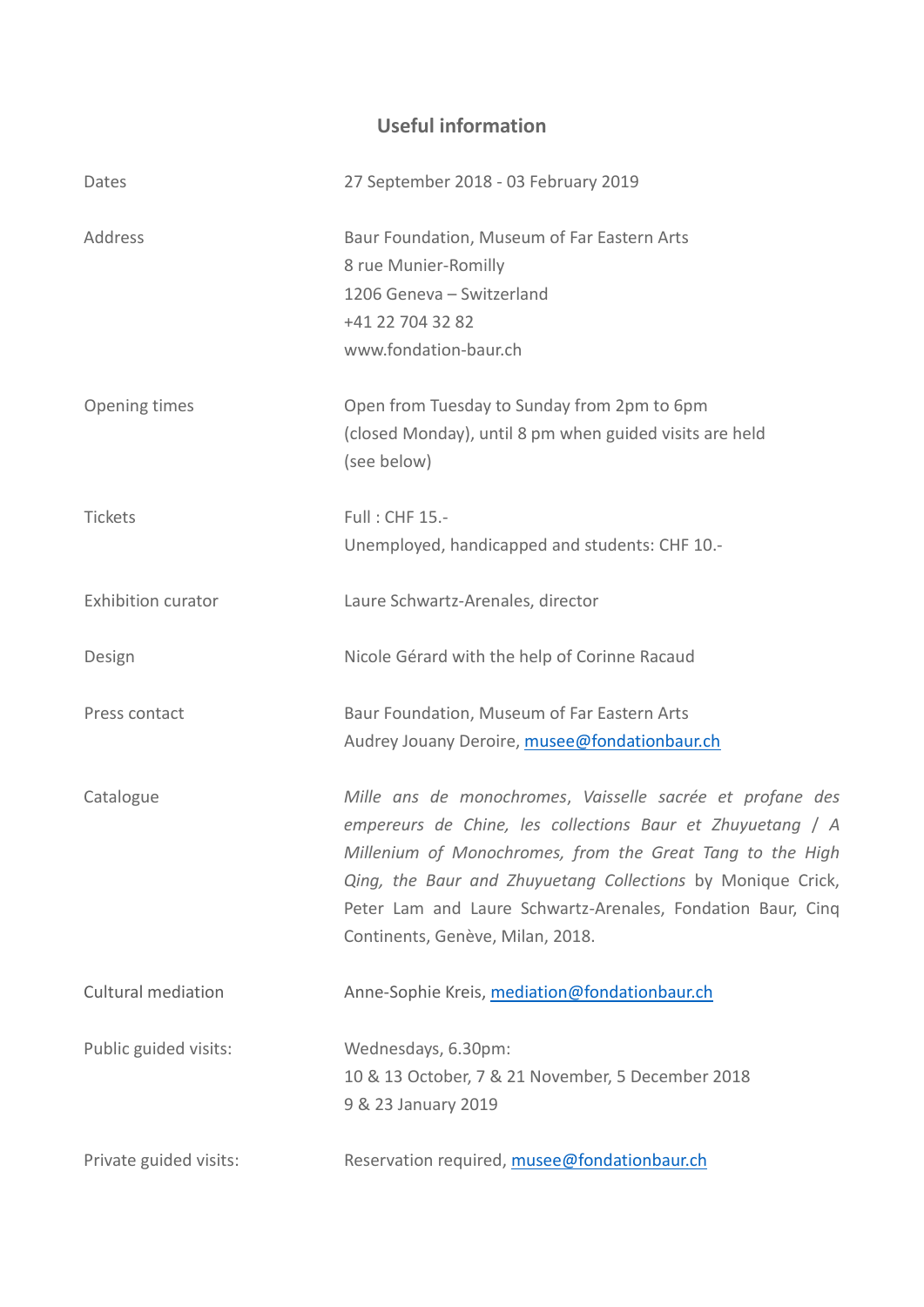## Useful information

| | |
|---|---|
| Dates | 27 September 2018 - 03 February 2019 |
| Address | Baur Foundation, Museum of Far Eastern Arts<br>8 rue Munier-Romilly<br>1206 Geneva – Switzerland<br>+41 22 704 32 82<br>www.fondation-baur.ch |
| Opening times | Open from Tuesday to Sunday from 2pm to 6pm<br>(closed Monday), until 8 pm when guided visits are held<br>(see below) |
| Tickets | Full : CHF 15.-<br>Unemployed, handicapped and students: CHF 10.- |
| Exhibition curator | Laure Schwartz-Arenales, director |
| Design | Nicole Gérard with the help of Corinne Racaud |
| Press contact | Baur Foundation, Museum of Far Eastern Arts<br>Audrey Jouany Deroire, musee@fondationbaur.ch |
| Catalogue | *Mille ans de monochromes*, *Vaisselle sacrée et profane des empereurs de Chine, les collections Baur et Zhuyuetang / A Millenium of Monochromes, from the Great Tang to the High Qing, the Baur and Zhuyuetang Collections* by Monique Crick, Peter Lam and Laure Schwartz-Arenales, Fondation Baur, Cinq Continents, Genève, Milan, 2018. |
| Cultural mediation | Anne-Sophie Kreis, mediation@fondationbaur.ch |
| Public guided visits: | Wednesdays, 6.30pm:<br>10 & 13 October, 7 & 21 November, 5 December 2018<br>9 & 23 January 2019 |
| Private guided visits: | Reservation required, musee@fondationbaur.ch |